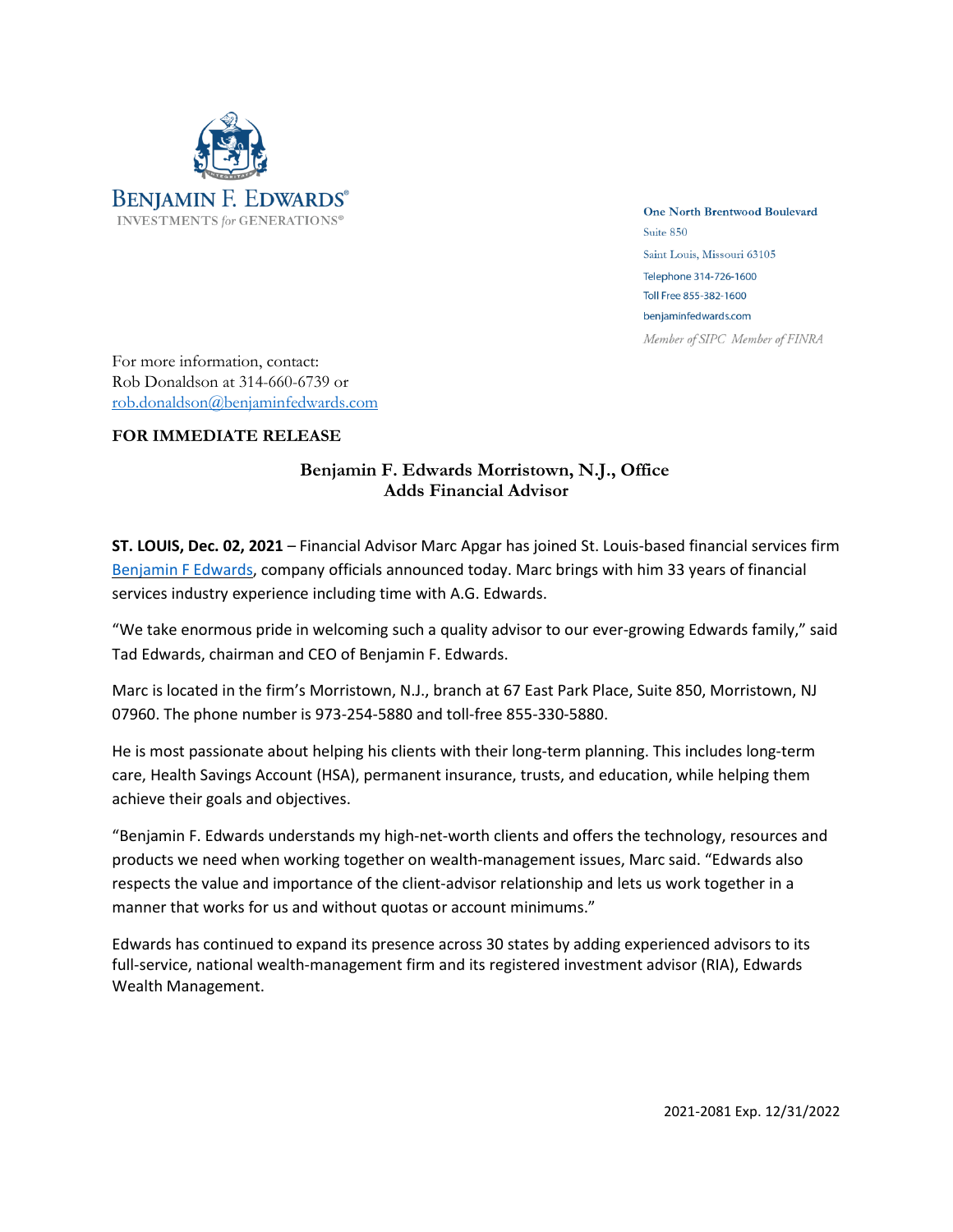BENJAMIN F. EDWARDS®
INVESTMENTS *for* GENERATIONS®

One North Brentwood Boulevard
Suite 850
Saint Louis, Missouri 63105
Telephone 314-726-1600
Toll Free 855-382-1600
benjaminfedwards.com
*Member of SIPC Member of FINRA*

For more information, contact:
Rob Donaldson at 314-660-6739 or
rob.donaldson@benjaminfedwards.com

**FOR IMMEDIATE RELEASE**

## Benjamin F. Edwards Morristown, N.J., Office Adds Financial Advisor

**ST. LOUIS, Dec. 02, 2021** – Financial Advisor Marc Apgar has joined St. Louis-based financial services firm Benjamin F Edwards, company officials announced today. Marc brings with him 33 years of financial services industry experience including time with A.G. Edwards.

"We take enormous pride in welcoming such a quality advisor to our ever-growing Edwards family," said Tad Edwards, chairman and CEO of Benjamin F. Edwards.

Marc is located in the firm's Morristown, N.J., branch at 67 East Park Place, Suite 850, Morristown, NJ 07960. The phone number is 973-254-5880 and toll-free 855-330-5880.

He is most passionate about helping his clients with their long-term planning. This includes long-term care, Health Savings Account (HSA), permanent insurance, trusts, and education, while helping them achieve their goals and objectives.

"Benjamin F. Edwards understands my high-net-worth clients and offers the technology, resources and products we need when working together on wealth-management issues, Marc said. "Edwards also respects the value and importance of the client-advisor relationship and lets us work together in a manner that works for us and without quotas or account minimums."

Edwards has continued to expand its presence across 30 states by adding experienced advisors to its full-service, national wealth-management firm and its registered investment advisor (RIA), Edwards Wealth Management.

2021-2081 Exp. 12/31/2022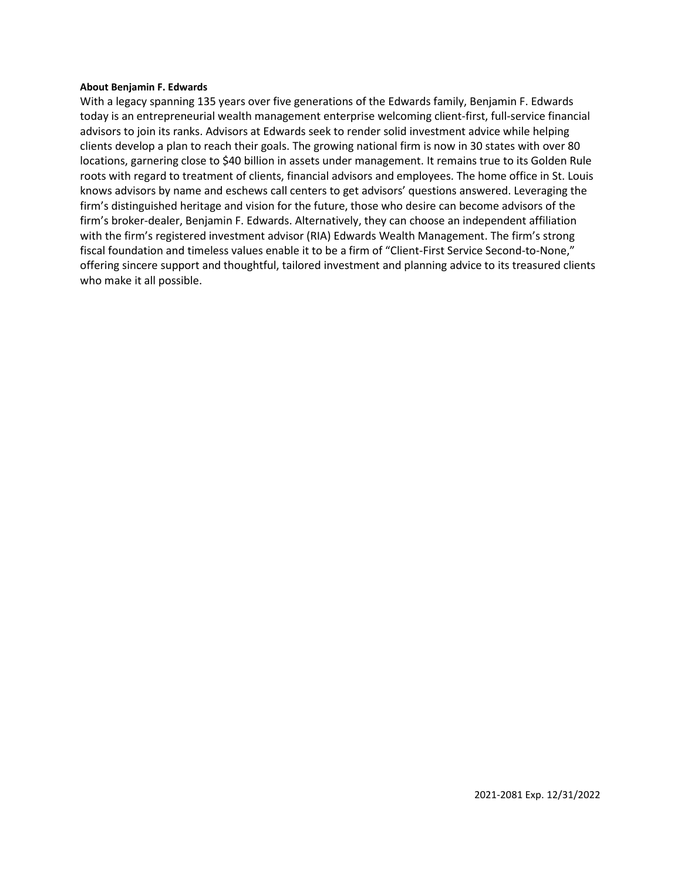**About Benjamin F. Edwards**

With a legacy spanning 135 years over five generations of the Edwards family, Benjamin F. Edwards today is an entrepreneurial wealth management enterprise welcoming client-first, full-service financial advisors to join its ranks. Advisors at Edwards seek to render solid investment advice while helping clients develop a plan to reach their goals. The growing national firm is now in 30 states with over 80 locations, garnering close to $40 billion in assets under management. It remains true to its Golden Rule roots with regard to treatment of clients, financial advisors and employees. The home office in St. Louis knows advisors by name and eschews call centers to get advisors' questions answered. Leveraging the firm's distinguished heritage and vision for the future, those who desire can become advisors of the firm's broker-dealer, Benjamin F. Edwards. Alternatively, they can choose an independent affiliation with the firm's registered investment advisor (RIA) Edwards Wealth Management. The firm's strong fiscal foundation and timeless values enable it to be a firm of "Client-First Service Second-to-None," offering sincere support and thoughtful, tailored investment and planning advice to its treasured clients who make it all possible.

2021-2081 Exp. 12/31/2022